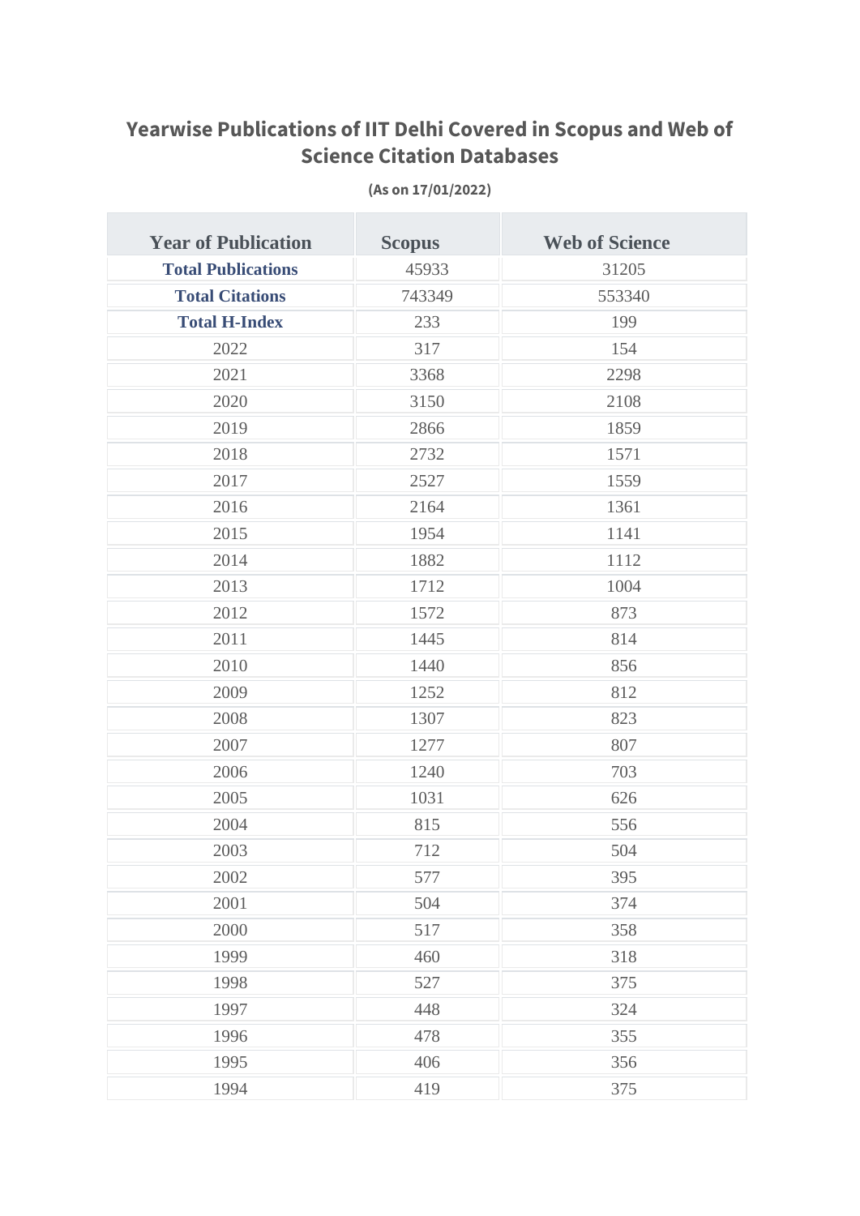# Yearwise Publications of IIT Delhi Covered in Scopus and Web of Science Citation Databases

**(As on 17/01/2022)**

| Year of Publication | Scopus | Web of Science |
|---|---|---|
| **Total Publications** | 45933 | 31205 |
| **Total Citations** | 743349 | 553340 |
| **Total H-Index** | 233 | 199 |
| 2022 | 317 | 154 |
| 2021 | 3368 | 2298 |
| 2020 | 3150 | 2108 |
| 2019 | 2866 | 1859 |
| 2018 | 2732 | 1571 |
| 2017 | 2527 | 1559 |
| 2016 | 2164 | 1361 |
| 2015 | 1954 | 1141 |
| 2014 | 1882 | 1112 |
| 2013 | 1712 | 1004 |
| 2012 | 1572 | 873 |
| 2011 | 1445 | 814 |
| 2010 | 1440 | 856 |
| 2009 | 1252 | 812 |
| 2008 | 1307 | 823 |
| 2007 | 1277 | 807 |
| 2006 | 1240 | 703 |
| 2005 | 1031 | 626 |
| 2004 | 815 | 556 |
| 2003 | 712 | 504 |
| 2002 | 577 | 395 |
| 2001 | 504 | 374 |
| 2000 | 517 | 358 |
| 1999 | 460 | 318 |
| 1998 | 527 | 375 |
| 1997 | 448 | 324 |
| 1996 | 478 | 355 |
| 1995 | 406 | 356 |
| 1994 | 419 | 375 |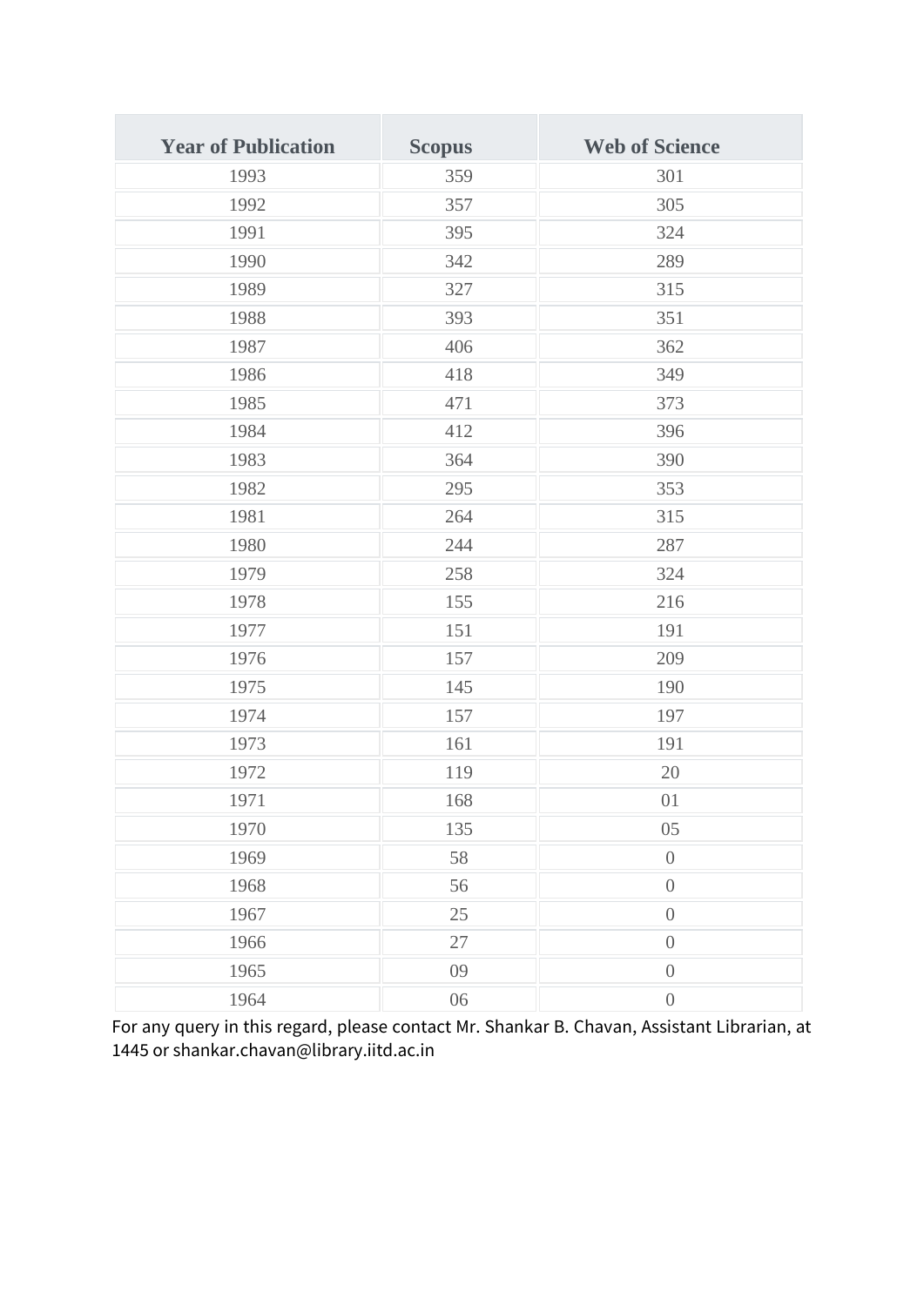| Year of Publication | Scopus | Web of Science |
|---|---|---|
| 1993 | 359 | 301 |
| 1992 | 357 | 305 |
| 1991 | 395 | 324 |
| 1990 | 342 | 289 |
| 1989 | 327 | 315 |
| 1988 | 393 | 351 |
| 1987 | 406 | 362 |
| 1986 | 418 | 349 |
| 1985 | 471 | 373 |
| 1984 | 412 | 396 |
| 1983 | 364 | 390 |
| 1982 | 295 | 353 |
| 1981 | 264 | 315 |
| 1980 | 244 | 287 |
| 1979 | 258 | 324 |
| 1978 | 155 | 216 |
| 1977 | 151 | 191 |
| 1976 | 157 | 209 |
| 1975 | 145 | 190 |
| 1974 | 157 | 197 |
| 1973 | 161 | 191 |
| 1972 | 119 | 20 |
| 1971 | 168 | 01 |
| 1970 | 135 | 05 |
| 1969 | 58 | 0 |
| 1968 | 56 | 0 |
| 1967 | 25 | 0 |
| 1966 | 27 | 0 |
| 1965 | 09 | 0 |
| 1964 | 06 | 0 |

For any query in this regard, please contact Mr. Shankar B. Chavan, Assistant Librarian, at 1445 or shankar.chavan@library.iitd.ac.in